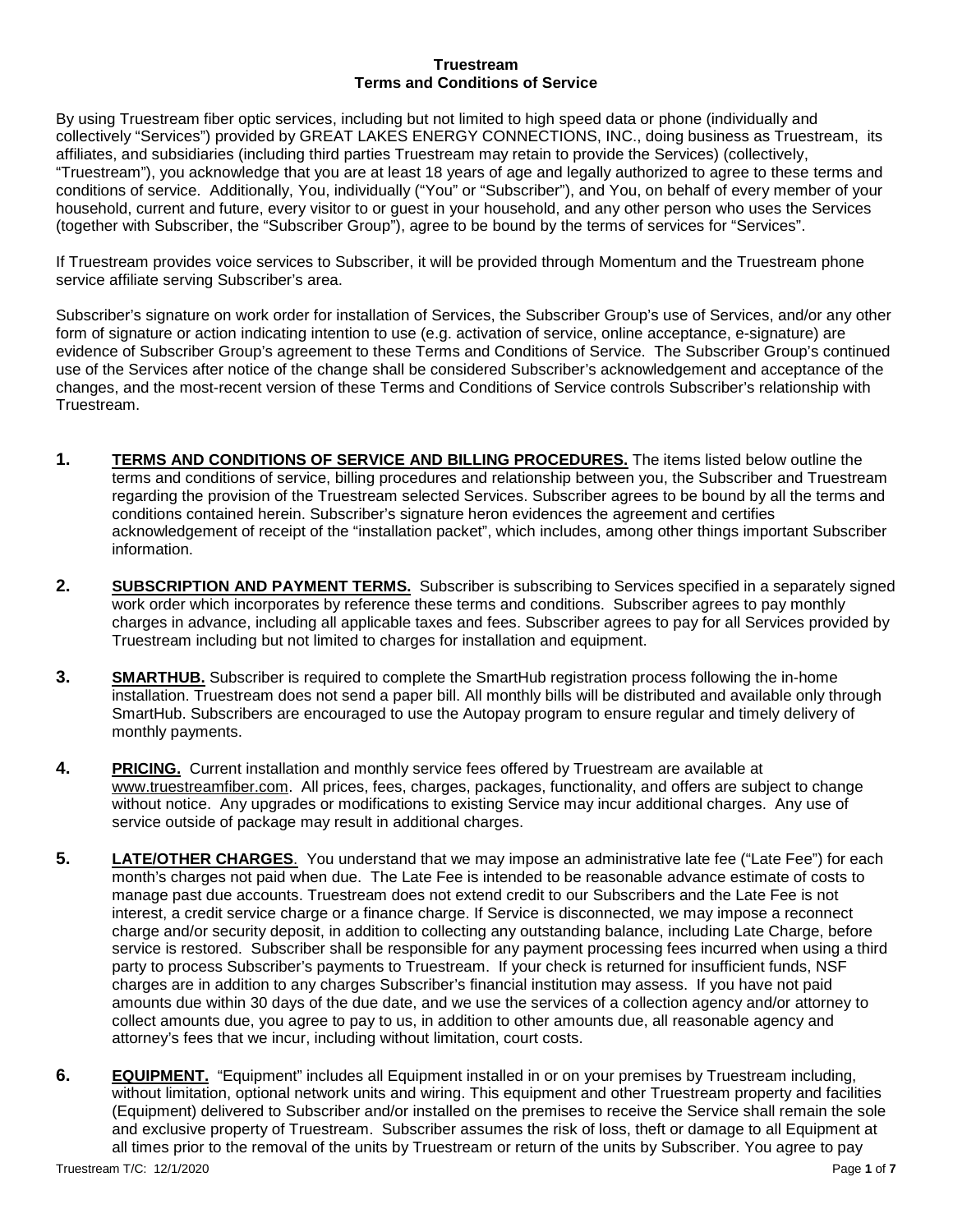# Truestream
## Terms and Conditions of Service

By using Truestream fiber optic services, including but not limited to high speed data or phone (individually and collectively "Services") provided by GREAT LAKES ENERGY CONNECTIONS, INC., doing business as Truestream, its affiliates, and subsidiaries (including third parties Truestream may retain to provide the Services) (collectively, "Truestream"), you acknowledge that you are at least 18 years of age and legally authorized to agree to these terms and conditions of service. Additionally, You, individually ("You" or "Subscriber"), and You, on behalf of every member of your household, current and future, every visitor to or guest in your household, and any other person who uses the Services (together with Subscriber, the "Subscriber Group"), agree to be bound by the terms of services for "Services".

If Truestream provides voice services to Subscriber, it will be provided through Momentum and the Truestream phone service affiliate serving Subscriber's area.

Subscriber's signature on work order for installation of Services, the Subscriber Group's use of Services, and/or any other form of signature or action indicating intention to use (e.g. activation of service, online acceptance, e-signature) are evidence of Subscriber Group's agreement to these Terms and Conditions of Service. The Subscriber Group's continued use of the Services after notice of the change shall be considered Subscriber's acknowledgement and acceptance of the changes, and the most-recent version of these Terms and Conditions of Service controls Subscriber's relationship with Truestream.

**1. TERMS AND CONDITIONS OF SERVICE AND BILLING PROCEDURES.** The items listed below outline the terms and conditions of service, billing procedures and relationship between you, the Subscriber and Truestream regarding the provision of the Truestream selected Services. Subscriber agrees to be bound by all the terms and conditions contained herein. Subscriber's signature heron evidences the agreement and certifies acknowledgement of receipt of the "installation packet", which includes, among other things important Subscriber information.

**2. SUBSCRIPTION AND PAYMENT TERMS.** Subscriber is subscribing to Services specified in a separately signed work order which incorporates by reference these terms and conditions. Subscriber agrees to pay monthly charges in advance, including all applicable taxes and fees. Subscriber agrees to pay for all Services provided by Truestream including but not limited to charges for installation and equipment.

**3. SMARTHUB.** Subscriber is required to complete the SmartHub registration process following the in-home installation. Truestream does not send a paper bill. All monthly bills will be distributed and available only through SmartHub. Subscribers are encouraged to use the Autopay program to ensure regular and timely delivery of monthly payments.

**4. PRICING.** Current installation and monthly service fees offered by Truestream are available at www.truestreamfiber.com. All prices, fees, charges, packages, functionality, and offers are subject to change without notice. Any upgrades or modifications to existing Service may incur additional charges. Any use of service outside of package may result in additional charges.

**5. LATE/OTHER CHARGES.** You understand that we may impose an administrative late fee ("Late Fee") for each month's charges not paid when due. The Late Fee is intended to be reasonable advance estimate of costs to manage past due accounts. Truestream does not extend credit to our Subscribers and the Late Fee is not interest, a credit service charge or a finance charge. If Service is disconnected, we may impose a reconnect charge and/or security deposit, in addition to collecting any outstanding balance, including Late Charge, before service is restored. Subscriber shall be responsible for any payment processing fees incurred when using a third party to process Subscriber's payments to Truestream. If your check is returned for insufficient funds, NSF charges are in addition to any charges Subscriber's financial institution may assess. If you have not paid amounts due within 30 days of the due date, and we use the services of a collection agency and/or attorney to collect amounts due, you agree to pay to us, in addition to other amounts due, all reasonable agency and attorney's fees that we incur, including without limitation, court costs.

**6. EQUIPMENT.** "Equipment" includes all Equipment installed in or on your premises by Truestream including, without limitation, optional network units and wiring. This equipment and other Truestream property and facilities (Equipment) delivered to Subscriber and/or installed on the premises to receive the Service shall remain the sole and exclusive property of Truestream. Subscriber assumes the risk of loss, theft or damage to all Equipment at all times prior to the removal of the units by Truestream or return of the units by Subscriber. You agree to pay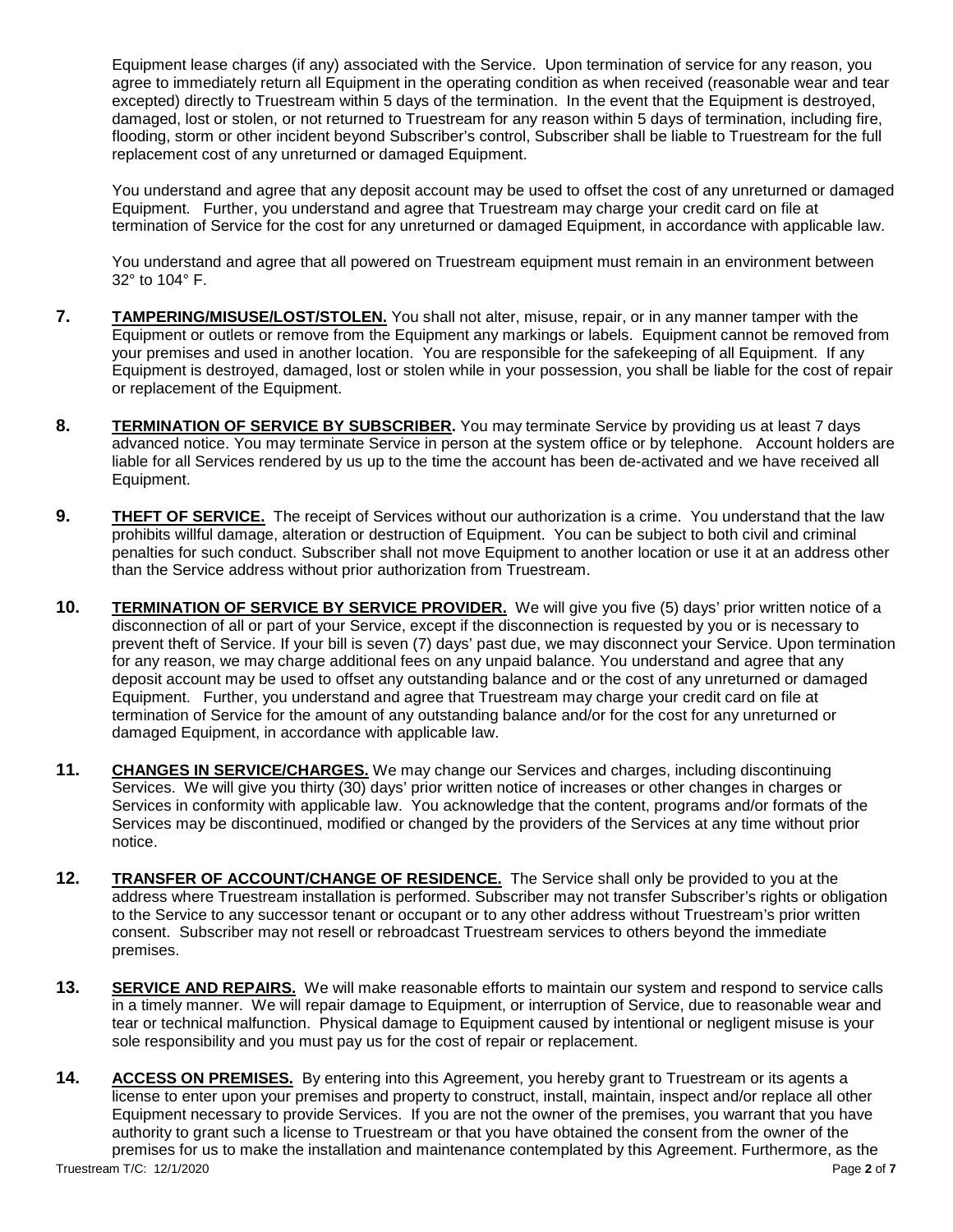Equipment lease charges (if any) associated with the Service. Upon termination of service for any reason, you agree to immediately return all Equipment in the operating condition as when received (reasonable wear and tear excepted) directly to Truestream within 5 days of the termination. In the event that the Equipment is destroyed, damaged, lost or stolen, or not returned to Truestream for any reason within 5 days of termination, including fire, flooding, storm or other incident beyond Subscriber's control, Subscriber shall be liable to Truestream for the full replacement cost of any unreturned or damaged Equipment.

You understand and agree that any deposit account may be used to offset the cost of any unreturned or damaged Equipment. Further, you understand and agree that Truestream may charge your credit card on file at termination of Service for the cost for any unreturned or damaged Equipment, in accordance with applicable law.

You understand and agree that all powered on Truestream equipment must remain in an environment between 32° to 104° F.

**7.** **TAMPERING/MISUSE/LOST/STOLEN.** You shall not alter, misuse, repair, or in any manner tamper with the Equipment or outlets or remove from the Equipment any markings or labels. Equipment cannot be removed from your premises and used in another location. You are responsible for the safekeeping of all Equipment. If any Equipment is destroyed, damaged, lost or stolen while in your possession, you shall be liable for the cost of repair or replacement of the Equipment.

**8.** **TERMINATION OF SERVICE BY SUBSCRIBER.** You may terminate Service by providing us at least 7 days advanced notice. You may terminate Service in person at the system office or by telephone. Account holders are liable for all Services rendered by us up to the time the account has been de-activated and we have received all Equipment.

**9.** **THEFT OF SERVICE.** The receipt of Services without our authorization is a crime. You understand that the law prohibits willful damage, alteration or destruction of Equipment. You can be subject to both civil and criminal penalties for such conduct. Subscriber shall not move Equipment to another location or use it at an address other than the Service address without prior authorization from Truestream.

**10.** **TERMINATION OF SERVICE BY SERVICE PROVIDER.** We will give you five (5) days' prior written notice of a disconnection of all or part of your Service, except if the disconnection is requested by you or is necessary to prevent theft of Service. If your bill is seven (7) days' past due, we may disconnect your Service. Upon termination for any reason, we may charge additional fees on any unpaid balance. You understand and agree that any deposit account may be used to offset any outstanding balance and or the cost of any unreturned or damaged Equipment. Further, you understand and agree that Truestream may charge your credit card on file at termination of Service for the amount of any outstanding balance and/or for the cost for any unreturned or damaged Equipment, in accordance with applicable law.

**11.** **CHANGES IN SERVICE/CHARGES.** We may change our Services and charges, including discontinuing Services. We will give you thirty (30) days' prior written notice of increases or other changes in charges or Services in conformity with applicable law. You acknowledge that the content, programs and/or formats of the Services may be discontinued, modified or changed by the providers of the Services at any time without prior notice.

**12.** **TRANSFER OF ACCOUNT/CHANGE OF RESIDENCE.** The Service shall only be provided to you at the address where Truestream installation is performed. Subscriber may not transfer Subscriber's rights or obligation to the Service to any successor tenant or occupant or to any other address without Truestream's prior written consent. Subscriber may not resell or rebroadcast Truestream services to others beyond the immediate premises.

**13.** **SERVICE AND REPAIRS.** We will make reasonable efforts to maintain our system and respond to service calls in a timely manner. We will repair damage to Equipment, or interruption of Service, due to reasonable wear and tear or technical malfunction. Physical damage to Equipment caused by intentional or negligent misuse is your sole responsibility and you must pay us for the cost of repair or replacement.

**14.** **ACCESS ON PREMISES.** By entering into this Agreement, you hereby grant to Truestream or its agents a license to enter upon your premises and property to construct, install, maintain, inspect and/or replace all other Equipment necessary to provide Services. If you are not the owner of the premises, you warrant that you have authority to grant such a license to Truestream or that you have obtained the consent from the owner of the premises for us to make the installation and maintenance contemplated by this Agreement. Furthermore, as the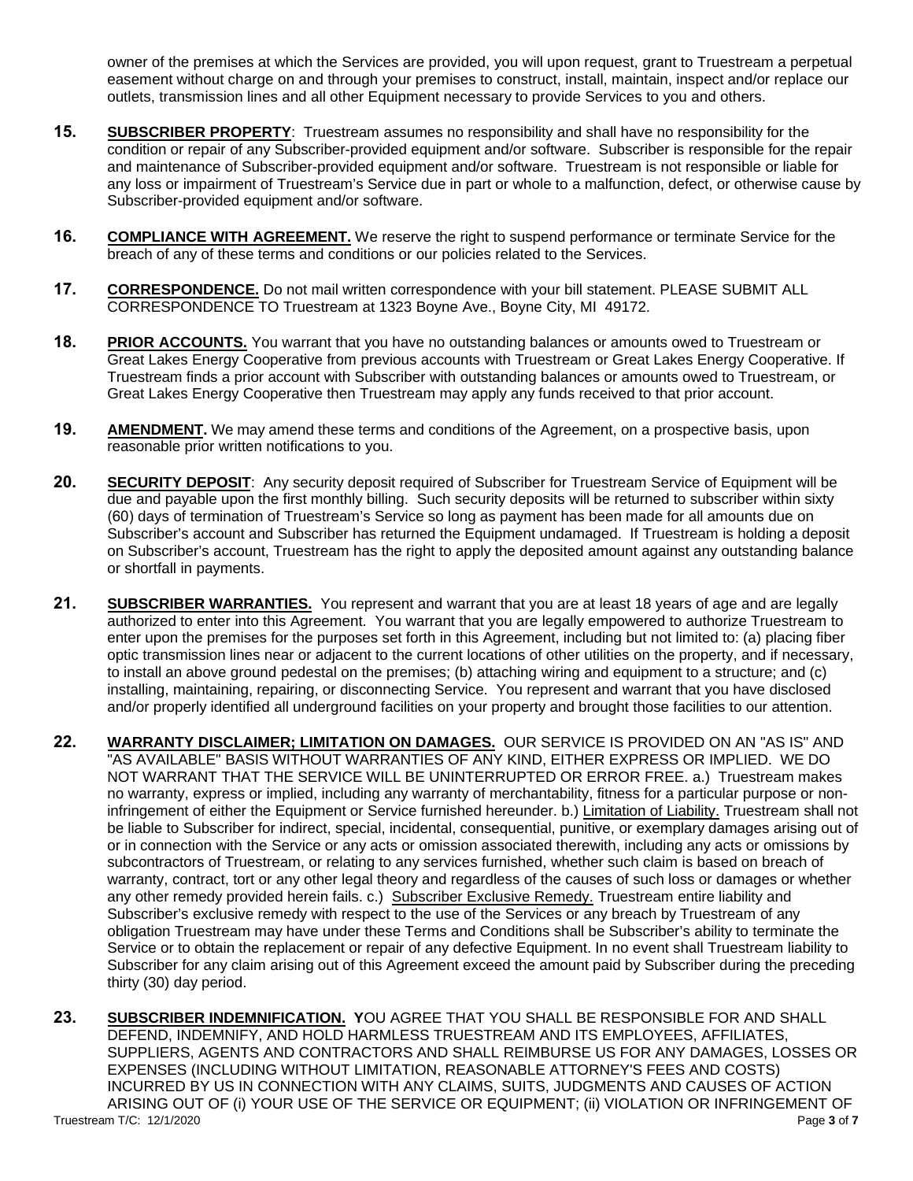owner of the premises at which the Services are provided, you will upon request, grant to Truestream a perpetual easement without charge on and through your premises to construct, install, maintain, inspect and/or replace our outlets, transmission lines and all other Equipment necessary to provide Services to you and others.

**15.** **SUBSCRIBER PROPERTY**: Truestream assumes no responsibility and shall have no responsibility for the condition or repair of any Subscriber-provided equipment and/or software. Subscriber is responsible for the repair and maintenance of Subscriber-provided equipment and/or software. Truestream is not responsible or liable for any loss or impairment of Truestream's Service due in part or whole to a malfunction, defect, or otherwise cause by Subscriber-provided equipment and/or software.

**16.** **COMPLIANCE WITH AGREEMENT.** We reserve the right to suspend performance or terminate Service for the breach of any of these terms and conditions or our policies related to the Services.

**17.** **CORRESPONDENCE.** Do not mail written correspondence with your bill statement. PLEASE SUBMIT ALL CORRESPONDENCE TO Truestream at 1323 Boyne Ave., Boyne City, MI 49172.

**18.** **PRIOR ACCOUNTS.** You warrant that you have no outstanding balances or amounts owed to Truestream or Great Lakes Energy Cooperative from previous accounts with Truestream or Great Lakes Energy Cooperative. If Truestream finds a prior account with Subscriber with outstanding balances or amounts owed to Truestream, or Great Lakes Energy Cooperative then Truestream may apply any funds received to that prior account.

**19.** **AMENDMENT.** We may amend these terms and conditions of the Agreement, on a prospective basis, upon reasonable prior written notifications to you.

**20.** **SECURITY DEPOSIT**: Any security deposit required of Subscriber for Truestream Service of Equipment will be due and payable upon the first monthly billing. Such security deposits will be returned to subscriber within sixty (60) days of termination of Truestream's Service so long as payment has been made for all amounts due on Subscriber's account and Subscriber has returned the Equipment undamaged. If Truestream is holding a deposit on Subscriber's account, Truestream has the right to apply the deposited amount against any outstanding balance or shortfall in payments.

**21.** **SUBSCRIBER WARRANTIES.** You represent and warrant that you are at least 18 years of age and are legally authorized to enter into this Agreement. You warrant that you are legally empowered to authorize Truestream to enter upon the premises for the purposes set forth in this Agreement, including but not limited to: (a) placing fiber optic transmission lines near or adjacent to the current locations of other utilities on the property, and if necessary, to install an above ground pedestal on the premises; (b) attaching wiring and equipment to a structure; and (c) installing, maintaining, repairing, or disconnecting Service. You represent and warrant that you have disclosed and/or properly identified all underground facilities on your property and brought those facilities to our attention.

**22.** **WARRANTY DISCLAIMER; LIMITATION ON DAMAGES.** OUR SERVICE IS PROVIDED ON AN "AS IS" AND "AS AVAILABLE" BASIS WITHOUT WARRANTIES OF ANY KIND, EITHER EXPRESS OR IMPLIED. WE DO NOT WARRANT THAT THE SERVICE WILL BE UNINTERRUPTED OR ERROR FREE. a.) Truestream makes no warranty, express or implied, including any warranty of merchantability, fitness for a particular purpose or non-infringement of either the Equipment or Service furnished hereunder. b.) Limitation of Liability. Truestream shall not be liable to Subscriber for indirect, special, incidental, consequential, punitive, or exemplary damages arising out of or in connection with the Service or any acts or omission associated therewith, including any acts or omissions by subcontractors of Truestream, or relating to any services furnished, whether such claim is based on breach of warranty, contract, tort or any other legal theory and regardless of the causes of such loss or damages or whether any other remedy provided herein fails. c.) Subscriber Exclusive Remedy. Truestream entire liability and Subscriber's exclusive remedy with respect to the use of the Services or any breach by Truestream of any obligation Truestream may have under these Terms and Conditions shall be Subscriber's ability to terminate the Service or to obtain the replacement or repair of any defective Equipment. In no event shall Truestream liability to Subscriber for any claim arising out of this Agreement exceed the amount paid by Subscriber during the preceding thirty (30) day period.

**23.** **SUBSCRIBER INDEMNIFICATION.** **Y**OU AGREE THAT YOU SHALL BE RESPONSIBLE FOR AND SHALL DEFEND, INDEMNIFY, AND HOLD HARMLESS TRUESTREAM AND ITS EMPLOYEES, AFFILIATES, SUPPLIERS, AGENTS AND CONTRACTORS AND SHALL REIMBURSE US FOR ANY DAMAGES, LOSSES OR EXPENSES (INCLUDING WITHOUT LIMITATION, REASONABLE ATTORNEY'S FEES AND COSTS) INCURRED BY US IN CONNECTION WITH ANY CLAIMS, SUITS, JUDGMENTS AND CAUSES OF ACTION ARISING OUT OF (i) YOUR USE OF THE SERVICE OR EQUIPMENT; (ii) VIOLATION OR INFRINGEMENT OF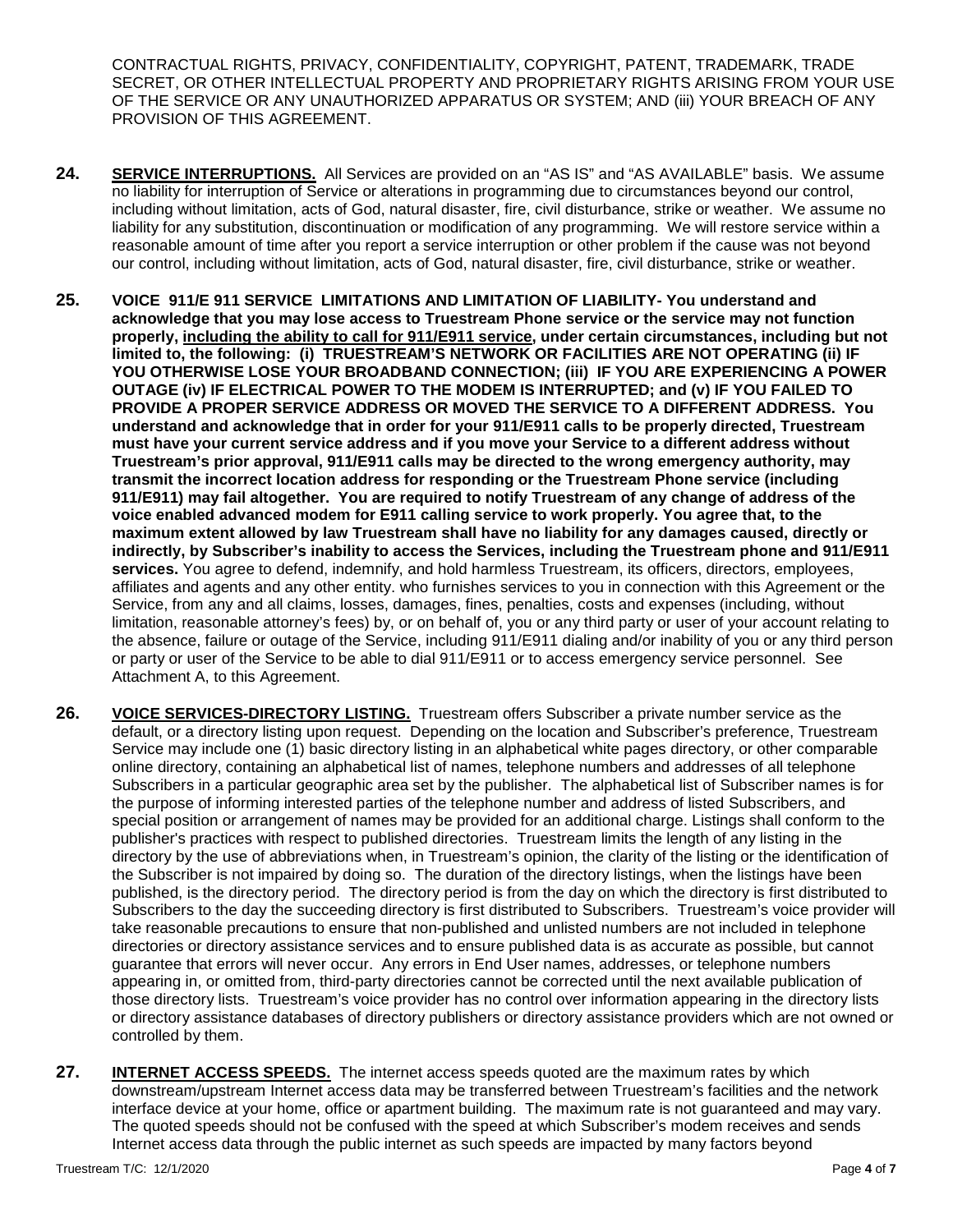CONTRACTUAL RIGHTS, PRIVACY, CONFIDENTIALITY, COPYRIGHT, PATENT, TRADEMARK, TRADE SECRET, OR OTHER INTELLECTUAL PROPERTY AND PROPRIETARY RIGHTS ARISING FROM YOUR USE OF THE SERVICE OR ANY UNAUTHORIZED APPARATUS OR SYSTEM; AND (iii) YOUR BREACH OF ANY PROVISION OF THIS AGREEMENT.

**24.** **SERVICE INTERRUPTIONS.** All Services are provided on an "AS IS" and "AS AVAILABLE" basis. We assume no liability for interruption of Service or alterations in programming due to circumstances beyond our control, including without limitation, acts of God, natural disaster, fire, civil disturbance, strike or weather. We assume no liability for any substitution, discontinuation or modification of any programming. We will restore service within a reasonable amount of time after you report a service interruption or other problem if the cause was not beyond our control, including without limitation, acts of God, natural disaster, fire, civil disturbance, strike or weather.

**25.** **VOICE 911/E 911 SERVICE LIMITATIONS AND LIMITATION OF LIABILITY- You understand and acknowledge that you may lose access to Truestream Phone service or the service may not function properly, including the ability to call for 911/E911 service, under certain circumstances, including but not limited to, the following: (i) TRUESTREAM'S NETWORK OR FACILITIES ARE NOT OPERATING (ii) IF YOU OTHERWISE LOSE YOUR BROADBAND CONNECTION; (iii) IF YOU ARE EXPERIENCING A POWER OUTAGE (iv) IF ELECTRICAL POWER TO THE MODEM IS INTERRUPTED; and (v) IF YOU FAILED TO PROVIDE A PROPER SERVICE ADDRESS OR MOVED THE SERVICE TO A DIFFERENT ADDRESS. You understand and acknowledge that in order for your 911/E911 calls to be properly directed, Truestream must have your current service address and if you move your Service to a different address without Truestream's prior approval, 911/E911 calls may be directed to the wrong emergency authority, may transmit the incorrect location address for responding or the Truestream Phone service (including 911/E911) may fail altogether. You are required to notify Truestream of any change of address of the voice enabled advanced modem for E911 calling service to work properly. You agree that, to the maximum extent allowed by law Truestream shall have no liability for any damages caused, directly or indirectly, by Subscriber's inability to access the Services, including the Truestream phone and 911/E911 services.** You agree to defend, indemnify, and hold harmless Truestream, its officers, directors, employees, affiliates and agents and any other entity. who furnishes services to you in connection with this Agreement or the Service, from any and all claims, losses, damages, fines, penalties, costs and expenses (including, without limitation, reasonable attorney's fees) by, or on behalf of, you or any third party or user of your account relating to the absence, failure or outage of the Service, including 911/E911 dialing and/or inability of you or any third person or party or user of the Service to be able to dial 911/E911 or to access emergency service personnel. See Attachment A, to this Agreement.

**26.** **VOICE SERVICES-DIRECTORY LISTING.** Truestream offers Subscriber a private number service as the default, or a directory listing upon request. Depending on the location and Subscriber's preference, Truestream Service may include one (1) basic directory listing in an alphabetical white pages directory, or other comparable online directory, containing an alphabetical list of names, telephone numbers and addresses of all telephone Subscribers in a particular geographic area set by the publisher. The alphabetical list of Subscriber names is for the purpose of informing interested parties of the telephone number and address of listed Subscribers, and special position or arrangement of names may be provided for an additional charge. Listings shall conform to the publisher's practices with respect to published directories. Truestream limits the length of any listing in the directory by the use of abbreviations when, in Truestream's opinion, the clarity of the listing or the identification of the Subscriber is not impaired by doing so. The duration of the directory listings, when the listings have been published, is the directory period. The directory period is from the day on which the directory is first distributed to Subscribers to the day the succeeding directory is first distributed to Subscribers. Truestream's voice provider will take reasonable precautions to ensure that non-published and unlisted numbers are not included in telephone directories or directory assistance services and to ensure published data is as accurate as possible, but cannot guarantee that errors will never occur. Any errors in End User names, addresses, or telephone numbers appearing in, or omitted from, third-party directories cannot be corrected until the next available publication of those directory lists. Truestream's voice provider has no control over information appearing in the directory lists or directory assistance databases of directory publishers or directory assistance providers which are not owned or controlled by them.

**27.** **INTERNET ACCESS SPEEDS.** The internet access speeds quoted are the maximum rates by which downstream/upstream Internet access data may be transferred between Truestream's facilities and the network interface device at your home, office or apartment building. The maximum rate is not guaranteed and may vary. The quoted speeds should not be confused with the speed at which Subscriber's modem receives and sends Internet access data through the public internet as such speeds are impacted by many factors beyond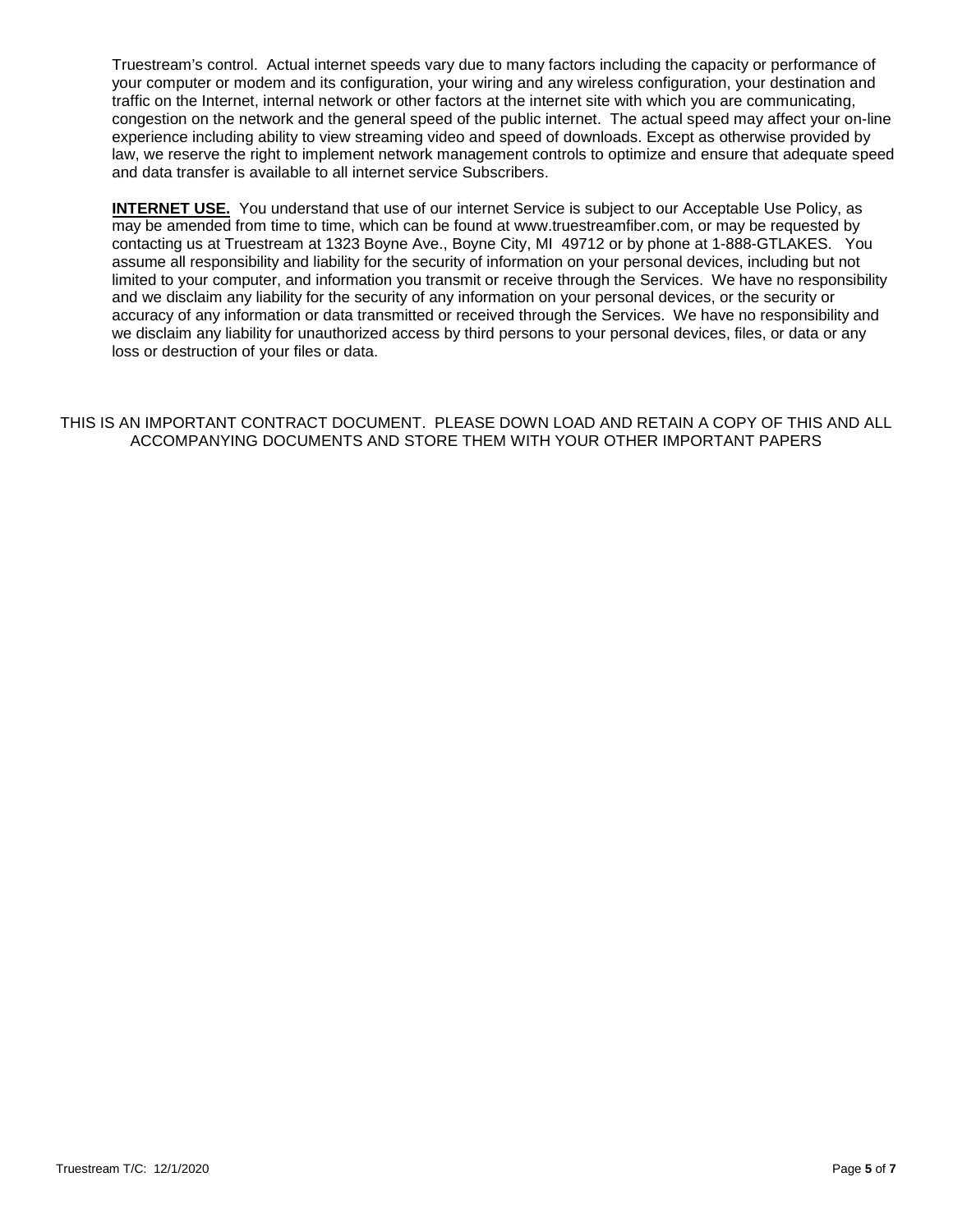Truestream's control. Actual internet speeds vary due to many factors including the capacity or performance of your computer or modem and its configuration, your wiring and any wireless configuration, your destination and traffic on the Internet, internal network or other factors at the internet site with which you are communicating, congestion on the network and the general speed of the public internet. The actual speed may affect your on-line experience including ability to view streaming video and speed of downloads. Except as otherwise provided by law, we reserve the right to implement network management controls to optimize and ensure that adequate speed and data transfer is available to all internet service Subscribers.

**INTERNET USE.** You understand that use of our internet Service is subject to our Acceptable Use Policy, as may be amended from time to time, which can be found at www.truestreamfiber.com, or may be requested by contacting us at Truestream at 1323 Boyne Ave., Boyne City, MI 49712 or by phone at 1-888-GTLAKES. You assume all responsibility and liability for the security of information on your personal devices, including but not limited to your computer, and information you transmit or receive through the Services. We have no responsibility and we disclaim any liability for the security of any information on your personal devices, or the security or accuracy of any information or data transmitted or received through the Services. We have no responsibility and we disclaim any liability for unauthorized access by third persons to your personal devices, files, or data or any loss or destruction of your files or data.

THIS IS AN IMPORTANT CONTRACT DOCUMENT. PLEASE DOWN LOAD AND RETAIN A COPY OF THIS AND ALL ACCOMPANYING DOCUMENTS AND STORE THEM WITH YOUR OTHER IMPORTANT PAPERS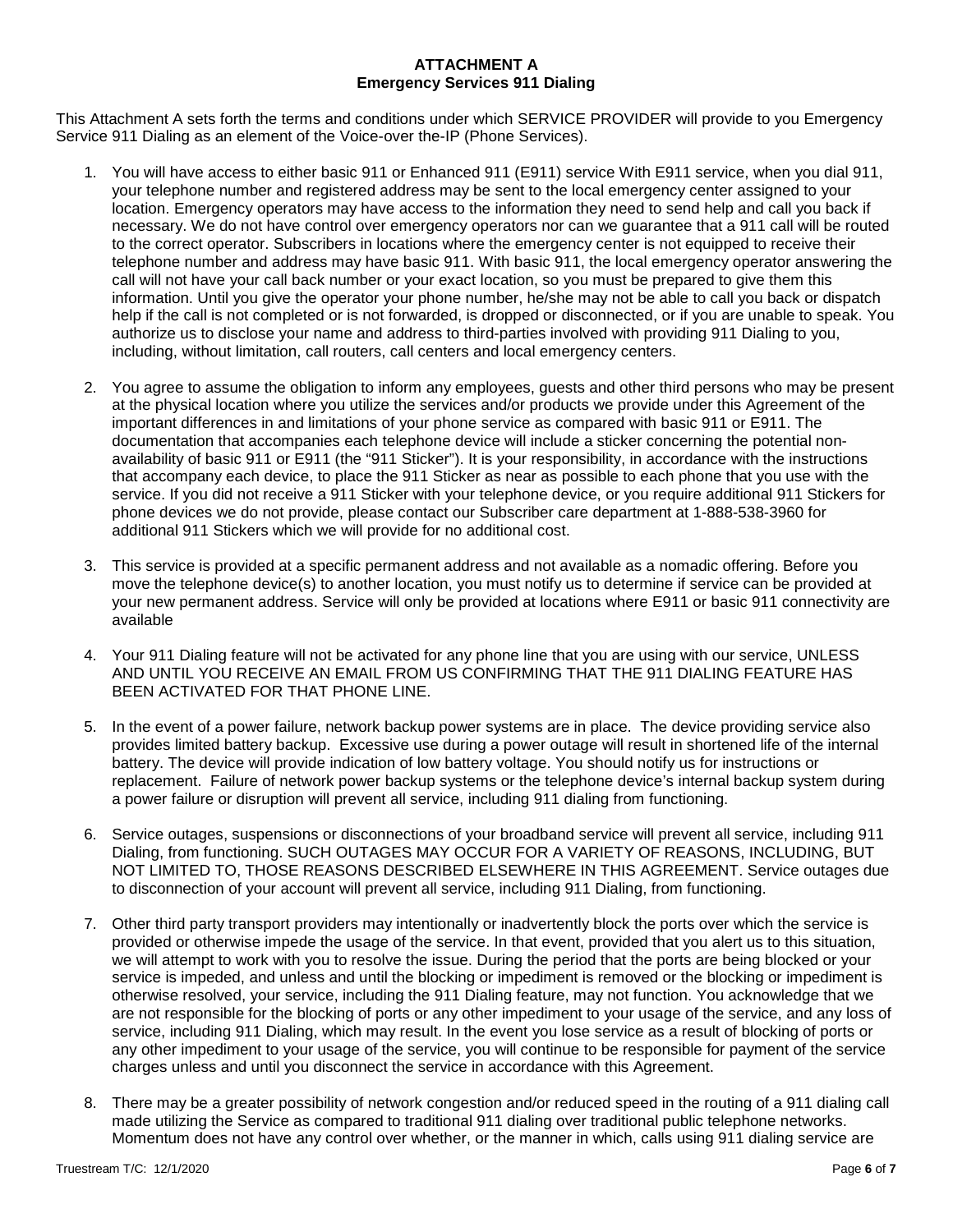**ATTACHMENT A**
**Emergency Services 911 Dialing**

This Attachment A sets forth the terms and conditions under which SERVICE PROVIDER will provide to you Emergency Service 911 Dialing as an element of the Voice-over the-IP (Phone Services).

1. You will have access to either basic 911 or Enhanced 911 (E911) service With E911 service, when you dial 911, your telephone number and registered address may be sent to the local emergency center assigned to your location. Emergency operators may have access to the information they need to send help and call you back if necessary. We do not have control over emergency operators nor can we guarantee that a 911 call will be routed to the correct operator. Subscribers in locations where the emergency center is not equipped to receive their telephone number and address may have basic 911. With basic 911, the local emergency operator answering the call will not have your call back number or your exact location, so you must be prepared to give them this information. Until you give the operator your phone number, he/she may not be able to call you back or dispatch help if the call is not completed or is not forwarded, is dropped or disconnected, or if you are unable to speak. You authorize us to disclose your name and address to third-parties involved with providing 911 Dialing to you, including, without limitation, call routers, call centers and local emergency centers.

2. You agree to assume the obligation to inform any employees, guests and other third persons who may be present at the physical location where you utilize the services and/or products we provide under this Agreement of the important differences in and limitations of your phone service as compared with basic 911 or E911. The documentation that accompanies each telephone device will include a sticker concerning the potential non-availability of basic 911 or E911 (the "911 Sticker"). It is your responsibility, in accordance with the instructions that accompany each device, to place the 911 Sticker as near as possible to each phone that you use with the service. If you did not receive a 911 Sticker with your telephone device, or you require additional 911 Stickers for phone devices we do not provide, please contact our Subscriber care department at 1-888-538-3960 for additional 911 Stickers which we will provide for no additional cost.

3. This service is provided at a specific permanent address and not available as a nomadic offering. Before you move the telephone device(s) to another location, you must notify us to determine if service can be provided at your new permanent address. Service will only be provided at locations where E911 or basic 911 connectivity are available

4. Your 911 Dialing feature will not be activated for any phone line that you are using with our service, UNLESS AND UNTIL YOU RECEIVE AN EMAIL FROM US CONFIRMING THAT THE 911 DIALING FEATURE HAS BEEN ACTIVATED FOR THAT PHONE LINE.

5. In the event of a power failure, network backup power systems are in place. The device providing service also provides limited battery backup. Excessive use during a power outage will result in shortened life of the internal battery. The device will provide indication of low battery voltage. You should notify us for instructions or replacement. Failure of network power backup systems or the telephone device's internal backup system during a power failure or disruption will prevent all service, including 911 dialing from functioning.

6. Service outages, suspensions or disconnections of your broadband service will prevent all service, including 911 Dialing, from functioning. SUCH OUTAGES MAY OCCUR FOR A VARIETY OF REASONS, INCLUDING, BUT NOT LIMITED TO, THOSE REASONS DESCRIBED ELSEWHERE IN THIS AGREEMENT. Service outages due to disconnection of your account will prevent all service, including 911 Dialing, from functioning.

7. Other third party transport providers may intentionally or inadvertently block the ports over which the service is provided or otherwise impede the usage of the service. In that event, provided that you alert us to this situation, we will attempt to work with you to resolve the issue. During the period that the ports are being blocked or your service is impeded, and unless and until the blocking or impediment is removed or the blocking or impediment is otherwise resolved, your service, including the 911 Dialing feature, may not function. You acknowledge that we are not responsible for the blocking of ports or any other impediment to your usage of the service, and any loss of service, including 911 Dialing, which may result. In the event you lose service as a result of blocking of ports or any other impediment to your usage of the service, you will continue to be responsible for payment of the service charges unless and until you disconnect the service in accordance with this Agreement.

8. There may be a greater possibility of network congestion and/or reduced speed in the routing of a 911 dialing call made utilizing the Service as compared to traditional 911 dialing over traditional public telephone networks. Momentum does not have any control over whether, or the manner in which, calls using 911 dialing service are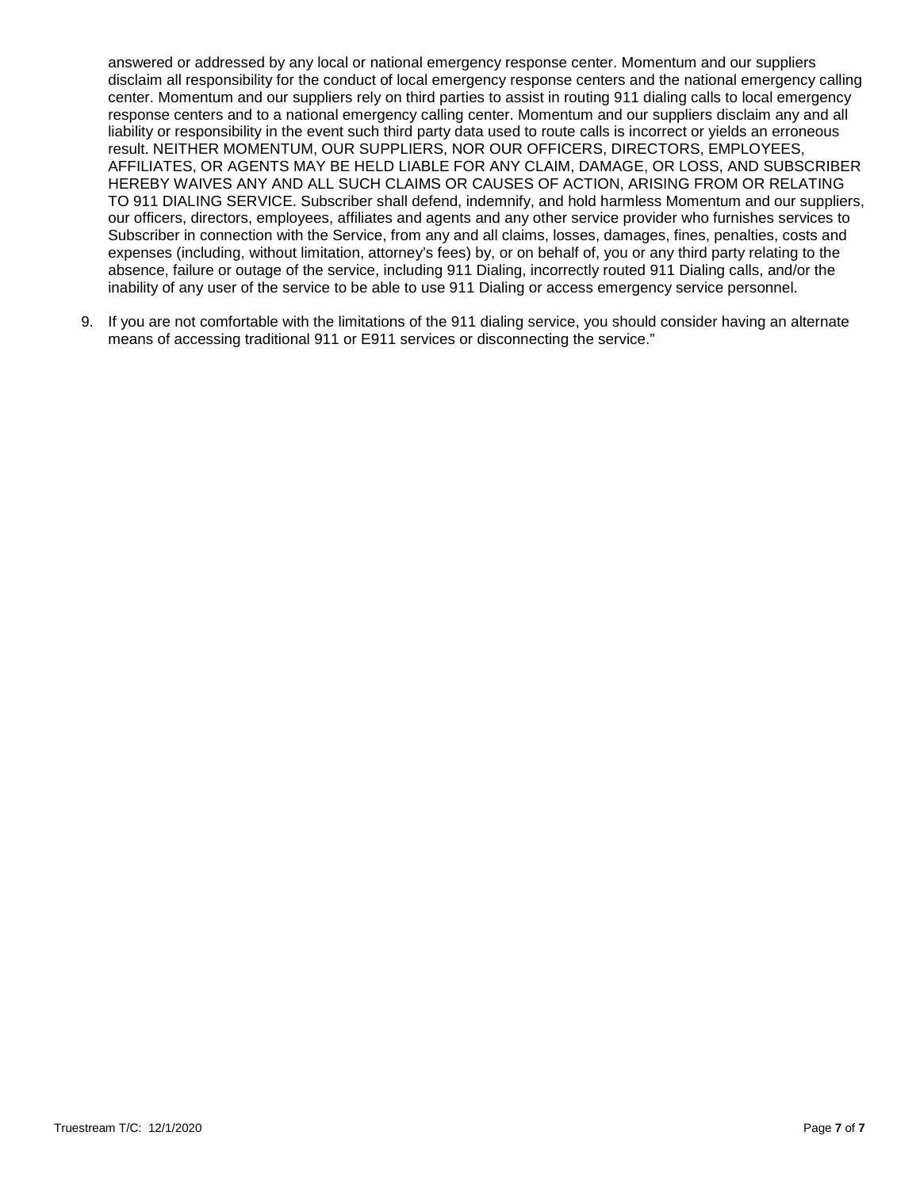answered or addressed by any local or national emergency response center. Momentum and our suppliers disclaim all responsibility for the conduct of local emergency response centers and the national emergency calling center. Momentum and our suppliers rely on third parties to assist in routing 911 dialing calls to local emergency response centers and to a national emergency calling center. Momentum and our suppliers disclaim any and all liability or responsibility in the event such third party data used to route calls is incorrect or yields an erroneous result. NEITHER MOMENTUM, OUR SUPPLIERS, NOR OUR OFFICERS, DIRECTORS, EMPLOYEES, AFFILIATES, OR AGENTS MAY BE HELD LIABLE FOR ANY CLAIM, DAMAGE, OR LOSS, AND SUBSCRIBER HEREBY WAIVES ANY AND ALL SUCH CLAIMS OR CAUSES OF ACTION, ARISING FROM OR RELATING TO 911 DIALING SERVICE. Subscriber shall defend, indemnify, and hold harmless Momentum and our suppliers, our officers, directors, employees, affiliates and agents and any other service provider who furnishes services to Subscriber in connection with the Service, from any and all claims, losses, damages, fines, penalties, costs and expenses (including, without limitation, attorney's fees) by, or on behalf of, you or any third party relating to the absence, failure or outage of the service, including 911 Dialing, incorrectly routed 911 Dialing calls, and/or the inability of any user of the service to be able to use 911 Dialing or access emergency service personnel.

9. If you are not comfortable with the limitations of the 911 dialing service, you should consider having an alternate means of accessing traditional 911 or E911 services or disconnecting the service."